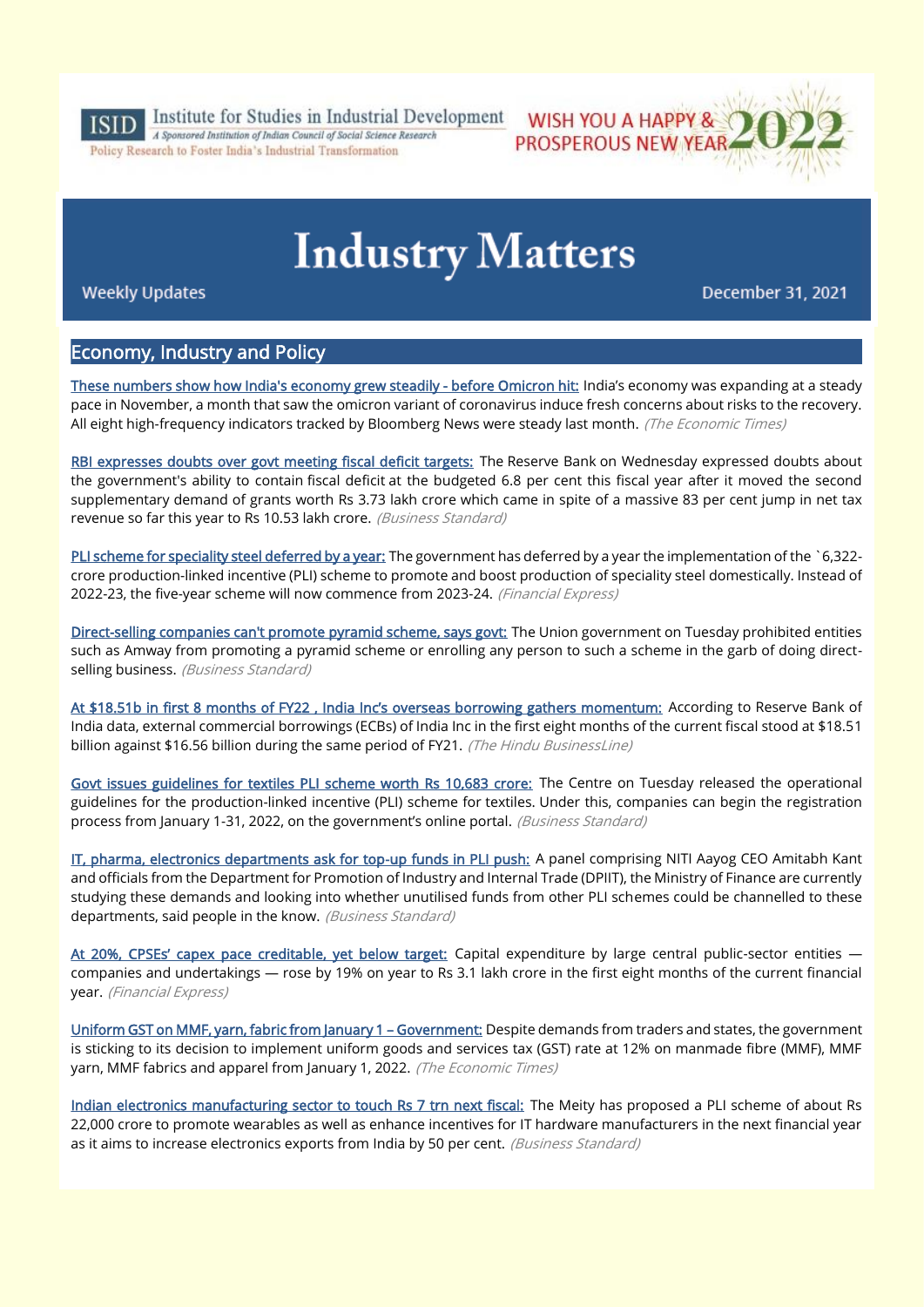ISID Institute for Studies in Industrial Development
*A Sponsored Institution of Indian Council of Social Science Research*
Policy Research to Foster India's Industrial Transformation

WISH YOU A HAPPY & PROSPEROUS NEW YEAR 2022

# Industry Matters

Weekly Updates

December 31, 2021

## Economy, Industry and Policy

These numbers show how India's economy grew steadily - before Omicron hit: India's economy was expanding at a steady pace in November, a month that saw the omicron variant of coronavirus induce fresh concerns about risks to the recovery. All eight high-frequency indicators tracked by Bloomberg News were steady last month. *(The Economic Times)*

RBI expresses doubts over govt meeting fiscal deficit targets: The Reserve Bank on Wednesday expressed doubts about the government's ability to contain fiscal deficit at the budgeted 6.8 per cent this fiscal year after it moved the second supplementary demand of grants worth Rs 3.73 lakh crore which came in spite of a massive 83 per cent jump in net tax revenue so far this year to Rs 10.53 lakh crore. *(Business Standard)*

PLI scheme for speciality steel deferred by a year: The government has deferred by a year the implementation of the `6,322-crore production-linked incentive (PLI) scheme to promote and boost production of speciality steel domestically. Instead of 2022-23, the five-year scheme will now commence from 2023-24. *(Financial Express)*

Direct-selling companies can't promote pyramid scheme, says govt: The Union government on Tuesday prohibited entities such as Amway from promoting a pyramid scheme or enrolling any person to such a scheme in the garb of doing direct-selling business. *(Business Standard)*

At $18.51b in first 8 months of FY22 , India Inc's overseas borrowing gathers momentum: According to Reserve Bank of India data, external commercial borrowings (ECBs) of India Inc in the first eight months of the current fiscal stood at $18.51 billion against $16.56 billion during the same period of FY21. *(The Hindu BusinessLine)*

Govt issues guidelines for textiles PLI scheme worth Rs 10,683 crore: The Centre on Tuesday released the operational guidelines for the production-linked incentive (PLI) scheme for textiles. Under this, companies can begin the registration process from January 1-31, 2022, on the government's online portal. *(Business Standard)*

IT, pharma, electronics departments ask for top-up funds in PLI push: A panel comprising NITI Aayog CEO Amitabh Kant and officials from the Department for Promotion of Industry and Internal Trade (DPIIT), the Ministry of Finance are currently studying these demands and looking into whether unutilised funds from other PLI schemes could be channelled to these departments, said people in the know. *(Business Standard)*

At 20%, CPSEs' capex pace creditable, yet below target: Capital expenditure by large central public-sector entities — companies and undertakings — rose by 19% on year to Rs 3.1 lakh crore in the first eight months of the current financial year. *(Financial Express)*

Uniform GST on MMF, yarn, fabric from January 1 – Government: Despite demands from traders and states, the government is sticking to its decision to implement uniform goods and services tax (GST) rate at 12% on manmade fibre (MMF), MMF yarn, MMF fabrics and apparel from January 1, 2022. *(The Economic Times)*

Indian electronics manufacturing sector to touch Rs 7 trn next fiscal: The Meity has proposed a PLI scheme of about Rs 22,000 crore to promote wearables as well as enhance incentives for IT hardware manufacturers in the next financial year as it aims to increase electronics exports from India by 50 per cent. *(Business Standard)*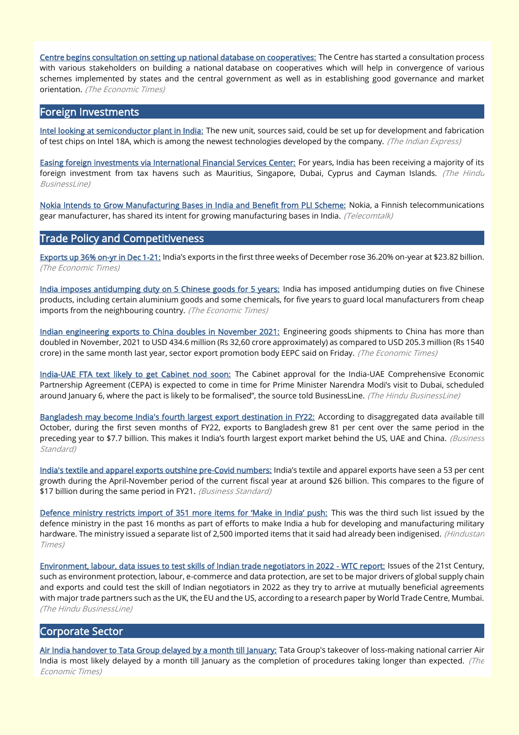**Centre begins consultation on setting up national database on cooperatives:** The Centre has started a consultation process with various stakeholders on building a national database on cooperatives which will help in convergence of various schemes implemented by states and the central government as well as in establishing good governance and market orientation. *(The Economic Times)*

## Foreign Investments

**Intel looking at semiconductor plant in India:** The new unit, sources said, could be set up for development and fabrication of test chips on Intel 18A, which is among the newest technologies developed by the company. *(The Indian Express)*

**Easing foreign investments via International Financial Services Center:** For years, India has been receiving a majority of its foreign investment from tax havens such as Mauritius, Singapore, Dubai, Cyprus and Cayman Islands. *(The Hindu BusinessLine)*

**Nokia Intends to Grow Manufacturing Bases in India and Benefit from PLI Scheme:** Nokia, a Finnish telecommunications gear manufacturer, has shared its intent for growing manufacturing bases in India. *(Telecomtalk)*

## Trade Policy and Competitiveness

**Exports up 36% on-yr in Dec 1-21:** India's exports in the first three weeks of December rose 36.20% on-year at $23.82 billion. *(The Economic Times)*

**India imposes antidumping duty on 5 Chinese goods for 5 years:** India has imposed antidumping duties on five Chinese products, including certain aluminium goods and some chemicals, for five years to guard local manufacturers from cheap imports from the neighbouring country. *(The Economic Times)*

**Indian engineering exports to China doubles in November 2021:** Engineering goods shipments to China has more than doubled in November, 2021 to USD 434.6 million (Rs 32,60 crore approximately) as compared to USD 205.3 million (Rs 1540 crore) in the same month last year, sector export promotion body EEPC said on Friday. *(The Economic Times)*

**India-UAE FTA text likely to get Cabinet nod soon:** The Cabinet approval for the India-UAE Comprehensive Economic Partnership Agreement (CEPA) is expected to come in time for Prime Minister Narendra Modi's visit to Dubai, scheduled around January 6, where the pact is likely to be formalised", the source told BusinessLine. *(The Hindu BusinessLine)*

**Bangladesh may become India's fourth largest export destination in FY22:** According to disaggregated data available till October, during the first seven months of FY22, exports to Bangladesh grew 81 per cent over the same period in the preceding year to $7.7 billion. This makes it India's fourth largest export market behind the US, UAE and China. *(Business Standard)*

**India's textile and apparel exports outshine pre-Covid numbers:** India's textile and apparel exports have seen a 53 per cent growth during the April-November period of the current fiscal year at around $26 billion. This compares to the figure of $17 billion during the same period in FY21. *(Business Standard)*

**Defence ministry restricts import of 351 more items for 'Make in India' push:** This was the third such list issued by the defence ministry in the past 16 months as part of efforts to make India a hub for developing and manufacturing military hardware. The ministry issued a separate list of 2,500 imported items that it said had already been indigenised. *(Hindustan Times)*

**Environment, labour, data issues to test skills of Indian trade negotiators in 2022 - WTC report:** Issues of the 21st Century, such as environment protection, labour, e-commerce and data protection, are set to be major drivers of global supply chain and exports and could test the skill of Indian negotiators in 2022 as they try to arrive at mutually beneficial agreements with major trade partners such as the UK, the EU and the US, according to a research paper by World Trade Centre, Mumbai. *(The Hindu BusinessLine)*

## Corporate Sector

**Air India handover to Tata Group delayed by a month till January:** Tata Group's takeover of loss-making national carrier Air India is most likely delayed by a month till January as the completion of procedures taking longer than expected. *(The Economic Times)*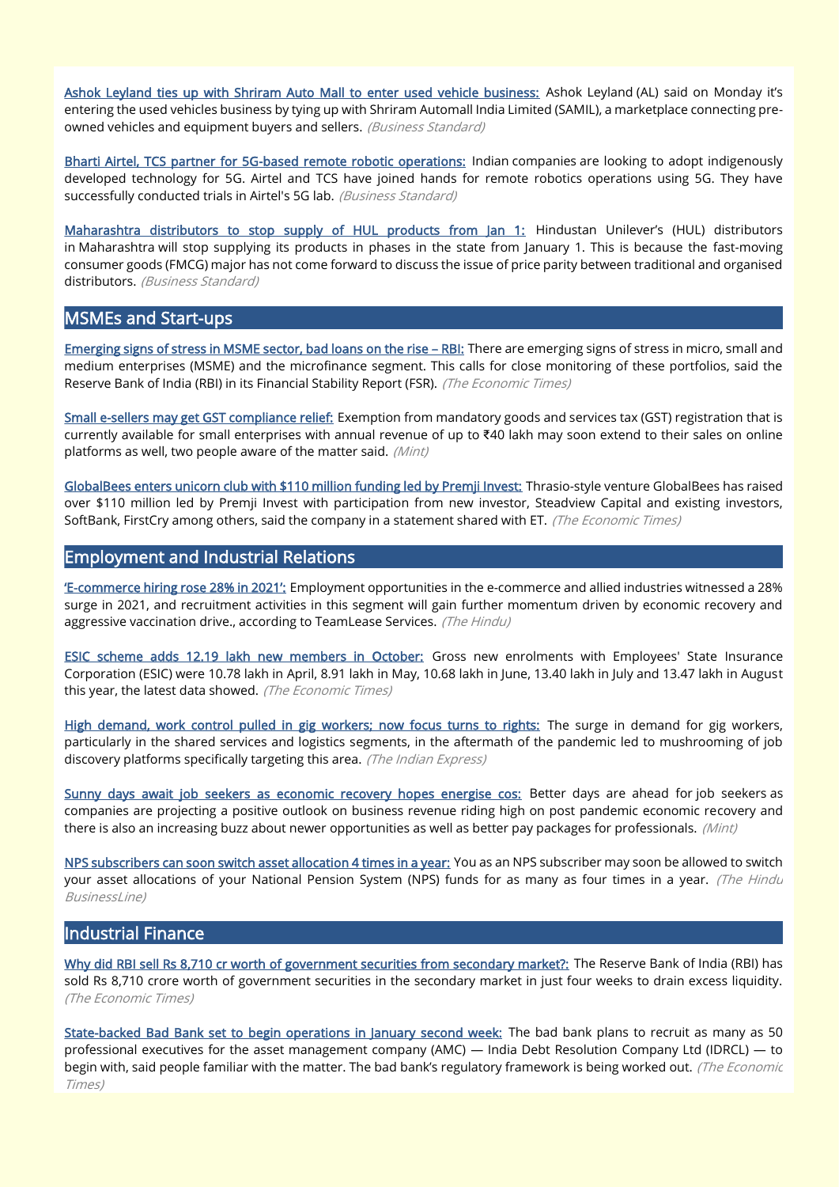Ashok Leyland ties up with Shriram Auto Mall to enter used vehicle business: Ashok Leyland (AL) said on Monday it's entering the used vehicles business by tying up with Shriram Automall India Limited (SAMIL), a marketplace connecting pre-owned vehicles and equipment buyers and sellers. *(Business Standard)*

Bharti Airtel, TCS partner for 5G-based remote robotic operations: Indian companies are looking to adopt indigenously developed technology for 5G. Airtel and TCS have joined hands for remote robotics operations using 5G. They have successfully conducted trials in Airtel's 5G lab. *(Business Standard)*

Maharashtra distributors to stop supply of HUL products from Jan 1: Hindustan Unilever's (HUL) distributors in Maharashtra will stop supplying its products in phases in the state from January 1. This is because the fast-moving consumer goods (FMCG) major has not come forward to discuss the issue of price parity between traditional and organised distributors. *(Business Standard)*

## MSMEs and Start-ups

Emerging signs of stress in MSME sector, bad loans on the rise – RBI: There are emerging signs of stress in micro, small and medium enterprises (MSME) and the microfinance segment. This calls for close monitoring of these portfolios, said the Reserve Bank of India (RBI) in its Financial Stability Report (FSR). *(The Economic Times)*

Small e-sellers may get GST compliance relief: Exemption from mandatory goods and services tax (GST) registration that is currently available for small enterprises with annual revenue of up to ₹40 lakh may soon extend to their sales on online platforms as well, two people aware of the matter said. *(Mint)*

GlobalBees enters unicorn club with $110 million funding led by Premji Invest: Thrasio-style venture GlobalBees has raised over $110 million led by Premji Invest with participation from new investor, Steadview Capital and existing investors, SoftBank, FirstCry among others, said the company in a statement shared with ET. *(The Economic Times)*

## Employment and Industrial Relations

'E-commerce hiring rose 28% in 2021': Employment opportunities in the e-commerce and allied industries witnessed a 28% surge in 2021, and recruitment activities in this segment will gain further momentum driven by economic recovery and aggressive vaccination drive., according to TeamLease Services. *(The Hindu)*

ESIC scheme adds 12.19 lakh new members in October: Gross new enrolments with Employees' State Insurance Corporation (ESIC) were 10.78 lakh in April, 8.91 lakh in May, 10.68 lakh in June, 13.40 lakh in July and 13.47 lakh in August this year, the latest data showed. *(The Economic Times)*

High demand, work control pulled in gig workers; now focus turns to rights: The surge in demand for gig workers, particularly in the shared services and logistics segments, in the aftermath of the pandemic led to mushrooming of job discovery platforms specifically targeting this area. *(The Indian Express)*

Sunny days await job seekers as economic recovery hopes energise cos: Better days are ahead for job seekers as companies are projecting a positive outlook on business revenue riding high on post pandemic economic recovery and there is also an increasing buzz about newer opportunities as well as better pay packages for professionals. *(Mint)*

NPS subscribers can soon switch asset allocation 4 times in a year: You as an NPS subscriber may soon be allowed to switch your asset allocations of your National Pension System (NPS) funds for as many as four times in a year. *(The Hindu BusinessLine)*

## Industrial Finance

Why did RBI sell Rs 8,710 cr worth of government securities from secondary market?: The Reserve Bank of India (RBI) has sold Rs 8,710 crore worth of government securities in the secondary market in just four weeks to drain excess liquidity. *(The Economic Times)*

State-backed Bad Bank set to begin operations in January second week: The bad bank plans to recruit as many as 50 professional executives for the asset management company (AMC) — India Debt Resolution Company Ltd (IDRCL) — to begin with, said people familiar with the matter. The bad bank's regulatory framework is being worked out. *(The Economic Times)*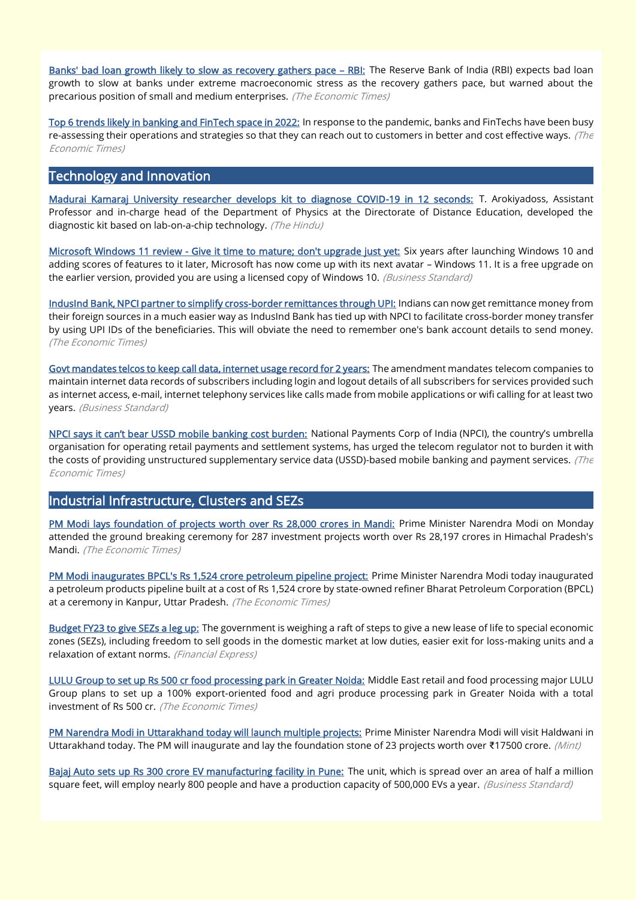**Banks' bad loan growth likely to slow as recovery gathers pace – RBI:** The Reserve Bank of India (RBI) expects bad loan growth to slow at banks under extreme macroeconomic stress as the recovery gathers pace, but warned about the precarious position of small and medium enterprises. *(The Economic Times)*

**Top 6 trends likely in banking and FinTech space in 2022:** In response to the pandemic, banks and FinTechs have been busy re-assessing their operations and strategies so that they can reach out to customers in better and cost effective ways. *(The Economic Times)*

## Technology and Innovation

**Madurai Kamaraj University researcher develops kit to diagnose COVID-19 in 12 seconds:** T. Arokiyadoss, Assistant Professor and in-charge head of the Department of Physics at the Directorate of Distance Education, developed the diagnostic kit based on lab-on-a-chip technology. *(The Hindu)*

**Microsoft Windows 11 review - Give it time to mature; don't upgrade just yet:** Six years after launching Windows 10 and adding scores of features to it later, Microsoft has now come up with its next avatar – Windows 11. It is a free upgrade on the earlier version, provided you are using a licensed copy of Windows 10. *(Business Standard)*

**IndusInd Bank, NPCI partner to simplify cross-border remittances through UPI:** Indians can now get remittance money from their foreign sources in a much easier way as IndusInd Bank has tied up with NPCI to facilitate cross-border money transfer by using UPI IDs of the beneficiaries. This will obviate the need to remember one's bank account details to send money. *(The Economic Times)*

**Govt mandates telcos to keep call data, internet usage record for 2 years:** The amendment mandates telecom companies to maintain internet data records of subscribers including login and logout details of all subscribers for services provided such as internet access, e-mail, internet telephony services like calls made from mobile applications or wifi calling for at least two years. *(Business Standard)*

**NPCI says it can't bear USSD mobile banking cost burden:** National Payments Corp of India (NPCI), the country's umbrella organisation for operating retail payments and settlement systems, has urged the telecom regulator not to burden it with the costs of providing unstructured supplementary service data (USSD)-based mobile banking and payment services. *(The Economic Times)*

## Industrial Infrastructure, Clusters and SEZs

**PM Modi lays foundation of projects worth over Rs 28,000 crores in Mandi:** Prime Minister Narendra Modi on Monday attended the ground breaking ceremony for 287 investment projects worth over Rs 28,197 crores in Himachal Pradesh's Mandi. *(The Economic Times)*

**PM Modi inaugurates BPCL's Rs 1,524 crore petroleum pipeline project:** Prime Minister Narendra Modi today inaugurated a petroleum products pipeline built at a cost of Rs 1,524 crore by state-owned refiner Bharat Petroleum Corporation (BPCL) at a ceremony in Kanpur, Uttar Pradesh. *(The Economic Times)*

**Budget FY23 to give SEZs a leg up:** The government is weighing a raft of steps to give a new lease of life to special economic zones (SEZs), including freedom to sell goods in the domestic market at low duties, easier exit for loss-making units and a relaxation of extant norms. *(Financial Express)*

**LULU Group to set up Rs 500 cr food processing park in Greater Noida:** Middle East retail and food processing major LULU Group plans to set up a 100% export-oriented food and agri produce processing park in Greater Noida with a total investment of Rs 500 cr. *(The Economic Times)*

**PM Narendra Modi in Uttarakhand today will launch multiple projects:** Prime Minister Narendra Modi will visit Haldwani in Uttarakhand today. The PM will inaugurate and lay the foundation stone of 23 projects worth over ₹17500 crore. *(Mint)*

**Bajaj Auto sets up Rs 300 crore EV manufacturing facility in Pune:** The unit, which is spread over an area of half a million square feet, will employ nearly 800 people and have a production capacity of 500,000 EVs a year. *(Business Standard)*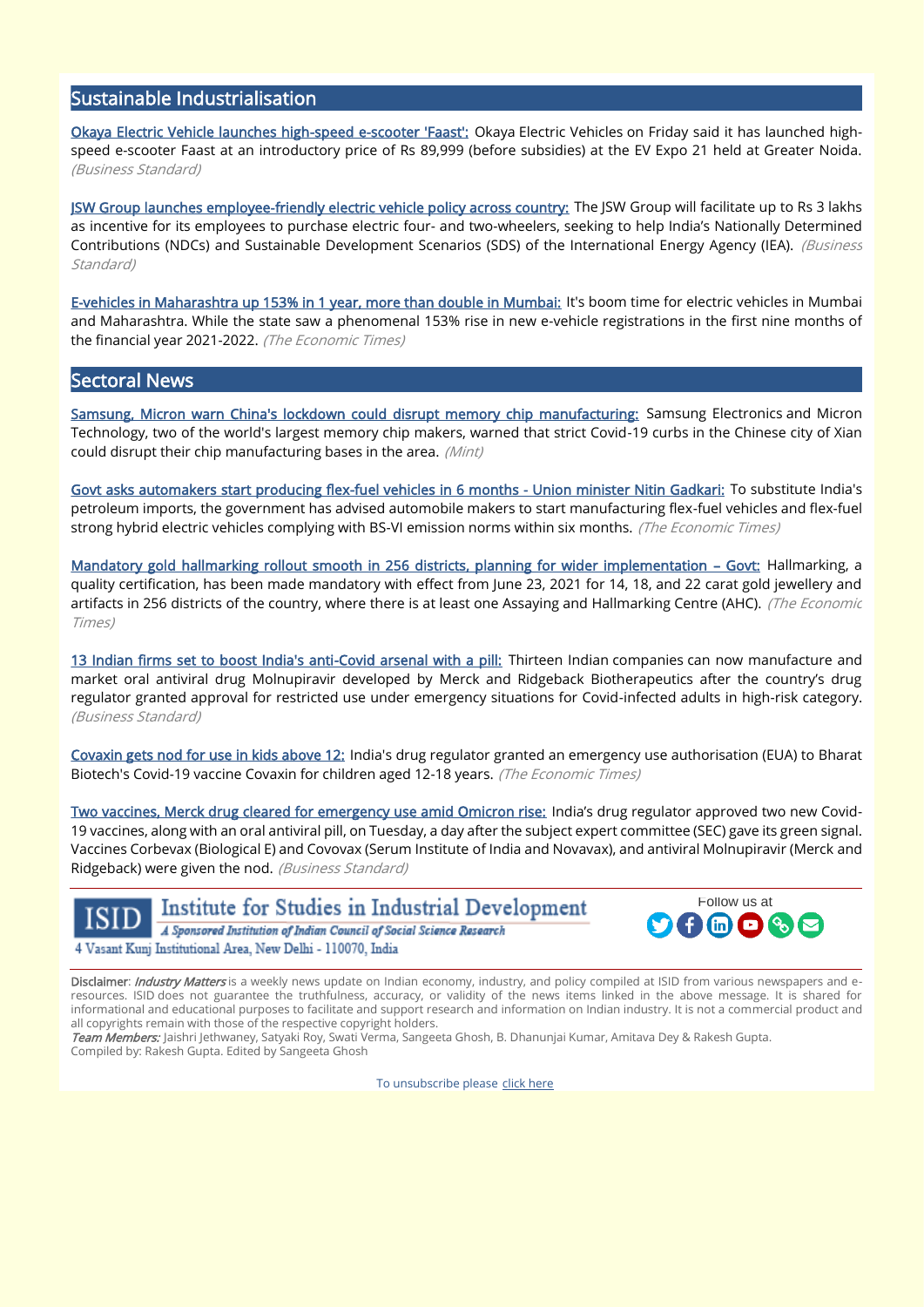## Sustainable Industrialisation

Okaya Electric Vehicle launches high-speed e-scooter 'Faast': Okaya Electric Vehicles on Friday said it has launched high-speed e-scooter Faast at an introductory price of Rs 89,999 (before subsidies) at the EV Expo 21 held at Greater Noida. *(Business Standard)*

JSW Group launches employee-friendly electric vehicle policy across country: The JSW Group will facilitate up to Rs 3 lakhs as incentive for its employees to purchase electric four- and two-wheelers, seeking to help India's Nationally Determined Contributions (NDCs) and Sustainable Development Scenarios (SDS) of the International Energy Agency (IEA). *(Business Standard)*

E-vehicles in Maharashtra up 153% in 1 year, more than double in Mumbai: It's boom time for electric vehicles in Mumbai and Maharashtra. While the state saw a phenomenal 153% rise in new e-vehicle registrations in the first nine months of the financial year 2021-2022. *(The Economic Times)*

## Sectoral News

Samsung, Micron warn China's lockdown could disrupt memory chip manufacturing: Samsung Electronics and Micron Technology, two of the world's largest memory chip makers, warned that strict Covid-19 curbs in the Chinese city of Xian could disrupt their chip manufacturing bases in the area. *(Mint)*

Govt asks automakers start producing flex-fuel vehicles in 6 months - Union minister Nitin Gadkari: To substitute India's petroleum imports, the government has advised automobile makers to start manufacturing flex-fuel vehicles and flex-fuel strong hybrid electric vehicles complying with BS-VI emission norms within six months. *(The Economic Times)*

Mandatory gold hallmarking rollout smooth in 256 districts, planning for wider implementation – Govt: Hallmarking, a quality certification, has been made mandatory with effect from June 23, 2021 for 14, 18, and 22 carat gold jewellery and artifacts in 256 districts of the country, where there is at least one Assaying and Hallmarking Centre (AHC). *(The Economic Times)*

13 Indian firms set to boost India's anti-Covid arsenal with a pill: Thirteen Indian companies can now manufacture and market oral antiviral drug Molnupiravir developed by Merck and Ridgeback Biotherapeutics after the country's drug regulator granted approval for restricted use under emergency situations for Covid-infected adults in high-risk category. *(Business Standard)*

Covaxin gets nod for use in kids above 12: India's drug regulator granted an emergency use authorisation (EUA) to Bharat Biotech's Covid-19 vaccine Covaxin for children aged 12-18 years. *(The Economic Times)*

Two vaccines, Merck drug cleared for emergency use amid Omicron rise: India's drug regulator approved two new Covid-19 vaccines, along with an oral antiviral pill, on Tuesday, a day after the subject expert committee (SEC) gave its green signal. Vaccines Corbevax (Biological E) and Covovax (Serum Institute of India and Novavax), and antiviral Molnupiravir (Merck and Ridgeback) were given the nod. *(Business Standard)*

---

ISID Institute for Studies in Industrial Development
*A Sponsored Institution of Indian Council of Social Science Research*
4 Vasant Kunj Institutional Area, New Delhi - 110070, India

Follow us at

Disclaimer: *Industry Matters* is a weekly news update on Indian economy, industry, and policy compiled at ISID from various newspapers and e-resources. ISID does not guarantee the truthfulness, accuracy, or validity of the news items linked in the above message. It is shared for informational and educational purposes to facilitate and support research and information on Indian industry. It is not a commercial product and all copyrights remain with those of the respective copyright holders.
*Team Members:* Jaishri Jethwaney, Satyaki Roy, Swati Verma, Sangeeta Ghosh, B. Dhanunjai Kumar, Amitava Dey & Rakesh Gupta.
Compiled by: Rakesh Gupta. Edited by Sangeeta Ghosh

To unsubscribe please click here